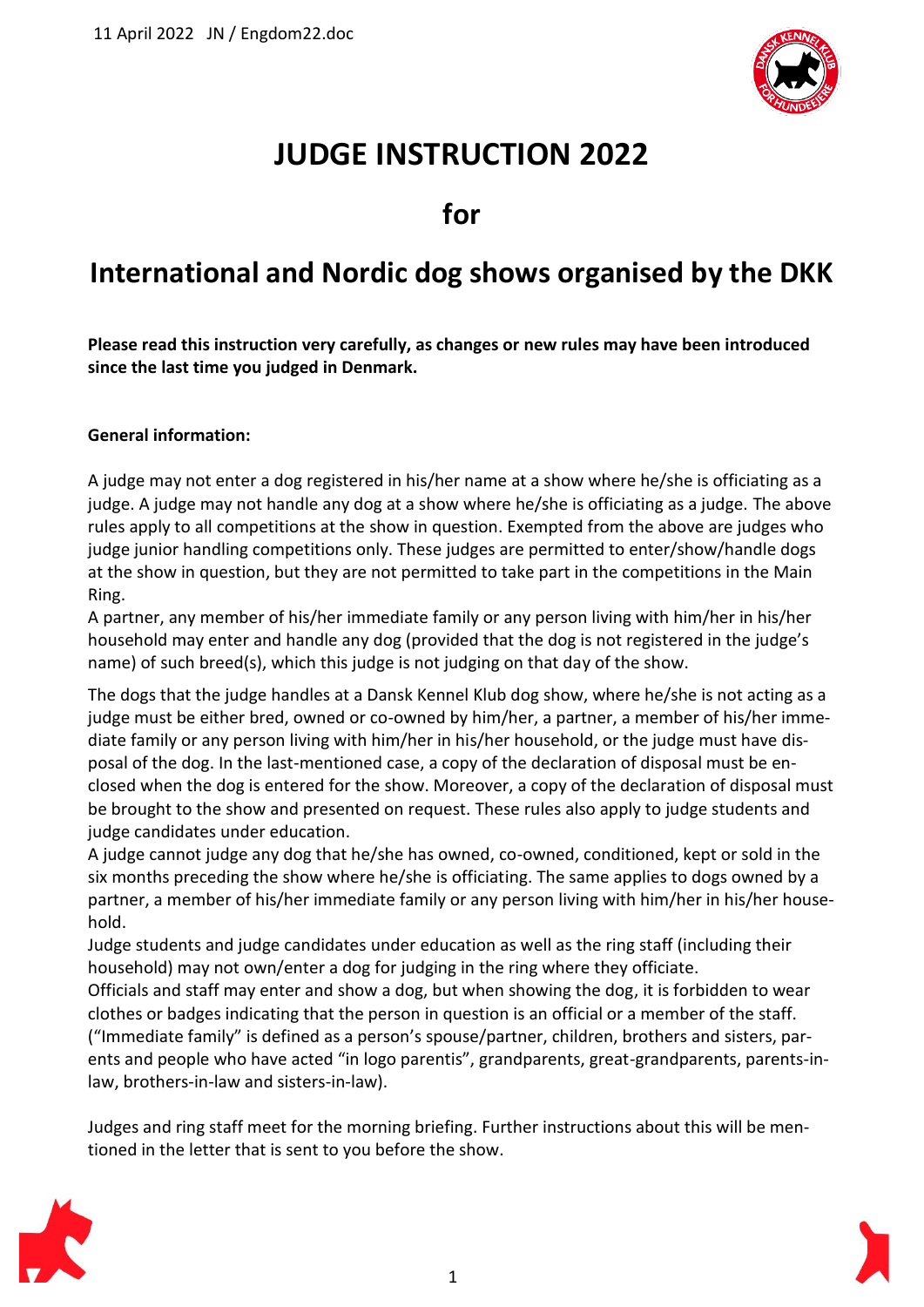11 April 2022 JN / Engdom22.doc

# JUDGE INSTRUCTION 2022

## for

## International and Nordic dog shows organised by the DKK

**Please read this instruction very carefully, as changes or new rules may have been introduced since the last time you judged in Denmark.**

**General information:**

A judge may not enter a dog registered in his/her name at a show where he/she is officiating as a judge. A judge may not handle any dog at a show where he/she is officiating as a judge. The above rules apply to all competitions at the show in question. Exempted from the above are judges who judge junior handling competitions only. These judges are permitted to enter/show/handle dogs at the show in question, but they are not permitted to take part in the competitions in the Main Ring.

A partner, any member of his/her immediate family or any person living with him/her in his/her household may enter and handle any dog (provided that the dog is not registered in the judge's name) of such breed(s), which this judge is not judging on that day of the show.

The dogs that the judge handles at a Dansk Kennel Klub dog show, where he/she is not acting as a judge must be either bred, owned or co-owned by him/her, a partner, a member of his/her immediate family or any person living with him/her in his/her household, or the judge must have disposal of the dog. In the last-mentioned case, a copy of the declaration of disposal must be enclosed when the dog is entered for the show. Moreover, a copy of the declaration of disposal must be brought to the show and presented on request. These rules also apply to judge students and judge candidates under education.

A judge cannot judge any dog that he/she has owned, co-owned, conditioned, kept or sold in the six months preceding the show where he/she is officiating. The same applies to dogs owned by a partner, a member of his/her immediate family or any person living with him/her in his/her household.

Judge students and judge candidates under education as well as the ring staff (including their household) may not own/enter a dog for judging in the ring where they officiate.

Officials and staff may enter and show a dog, but when showing the dog, it is forbidden to wear clothes or badges indicating that the person in question is an official or a member of the staff.

("Immediate family" is defined as a person's spouse/partner, children, brothers and sisters, parents and people who have acted "in logo parentis", grandparents, great-grandparents, parents-in-law, brothers-in-law and sisters-in-law).

Judges and ring staff meet for the morning briefing. Further instructions about this will be mentioned in the letter that is sent to you before the show.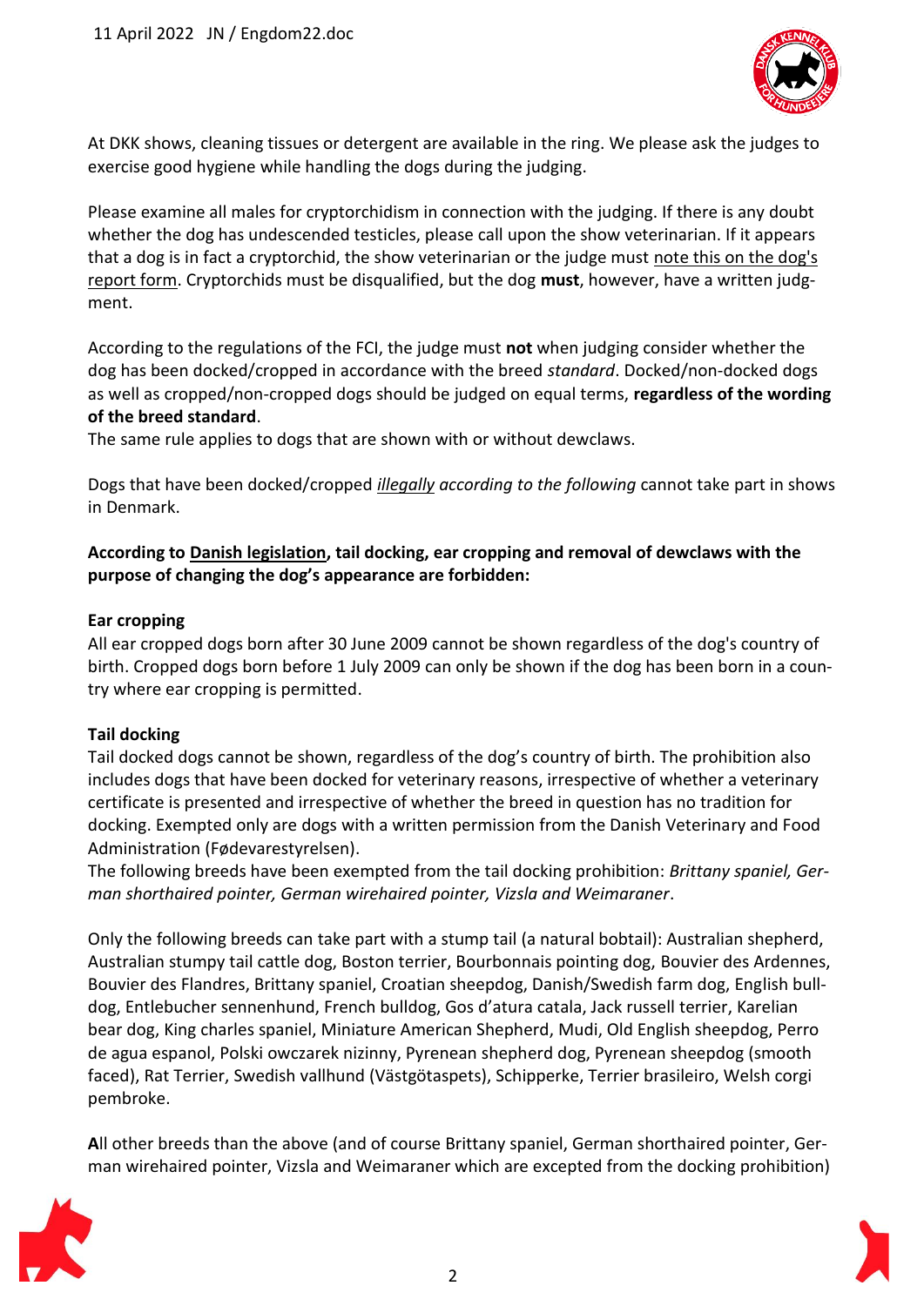At DKK shows, cleaning tissues or detergent are available in the ring. We please ask the judges to exercise good hygiene while handling the dogs during the judging.

Please examine all males for cryptorchidism in connection with the judging. If there is any doubt whether the dog has undescended testicles, please call upon the show veterinarian. If it appears that a dog is in fact a cryptorchid, the show veterinarian or the judge must note this on the dog's report form. Cryptorchids must be disqualified, but the dog **must**, however, have a written judgment.

According to the regulations of the FCI, the judge must **not** when judging consider whether the dog has been docked/cropped in accordance with the breed *standard*. Docked/non-docked dogs as well as cropped/non-cropped dogs should be judged on equal terms, **regardless of the wording of the breed standard**.
The same rule applies to dogs that are shown with or without dewclaws.

Dogs that have been docked/cropped *illegally according to the following* cannot take part in shows in Denmark.

**According to Danish legislation, tail docking, ear cropping and removal of dewclaws with the purpose of changing the dog's appearance are forbidden:**

**Ear cropping**
All ear cropped dogs born after 30 June 2009 cannot be shown regardless of the dog's country of birth. Cropped dogs born before 1 July 2009 can only be shown if the dog has been born in a country where ear cropping is permitted.

**Tail docking**
Tail docked dogs cannot be shown, regardless of the dog's country of birth. The prohibition also includes dogs that have been docked for veterinary reasons, irrespective of whether a veterinary certificate is presented and irrespective of whether the breed in question has no tradition for docking. Exempted only are dogs with a written permission from the Danish Veterinary and Food Administration (Fødevarestyrelsen).
The following breeds have been exempted from the tail docking prohibition: *Brittany spaniel, German shorthaired pointer, German wirehaired pointer, Vizsla and Weimaraner*.

Only the following breeds can take part with a stump tail (a natural bobtail): Australian shepherd, Australian stumpy tail cattle dog, Boston terrier, Bourbonnais pointing dog, Bouvier des Ardennes, Bouvier des Flandres, Brittany spaniel, Croatian sheepdog, Danish/Swedish farm dog, English bulldog, Entlebucher sennenhund, French bulldog, Gos d'atura catala, Jack russell terrier, Karelian bear dog, King charles spaniel, Miniature American Shepherd, Mudi, Old English sheepdog, Perro de agua espanol, Polski owczarek nizinny, Pyrenean shepherd dog, Pyrenean sheepdog (smooth faced), Rat Terrier, Swedish vallhund (Västgötaspets), Schipperke, Terrier brasileiro, Welsh corgi pembroke.

**A**ll other breeds than the above (and of course Brittany spaniel, German shorthaired pointer, German wirehaired pointer, Vizsla and Weimaraner which are excepted from the docking prohibition)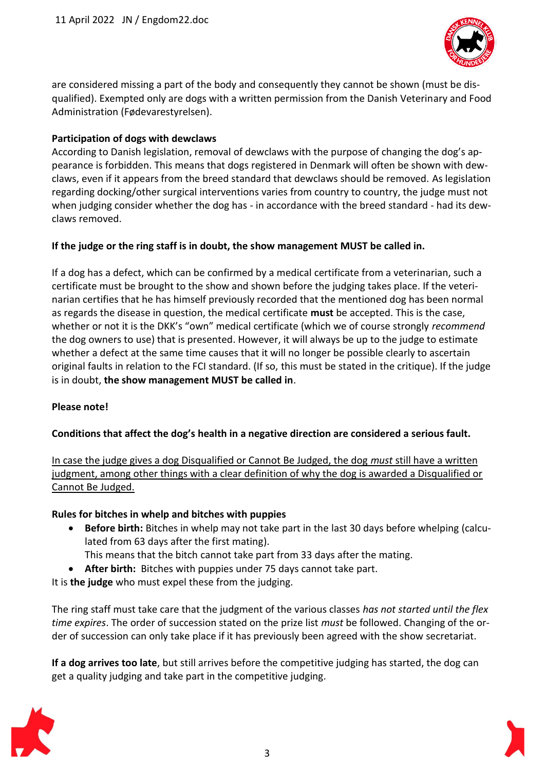are considered missing a part of the body and consequently they cannot be shown (must be disqualified). Exempted only are dogs with a written permission from the Danish Veterinary and Food Administration (Fødevarestyrelsen).

**Participation of dogs with dewclaws**

According to Danish legislation, removal of dewclaws with the purpose of changing the dog's appearance is forbidden. This means that dogs registered in Denmark will often be shown with dewclaws, even if it appears from the breed standard that dewclaws should be removed. As legislation regarding docking/other surgical interventions varies from country to country, the judge must not when judging consider whether the dog has - in accordance with the breed standard - had its dewclaws removed.

**If the judge or the ring staff is in doubt, the show management MUST be called in.**

If a dog has a defect, which can be confirmed by a medical certificate from a veterinarian, such a certificate must be brought to the show and shown before the judging takes place. If the veterinarian certifies that he has himself previously recorded that the mentioned dog has been normal as regards the disease in question, the medical certificate **must** be accepted. This is the case, whether or not it is the DKK's "own" medical certificate (which we of course strongly *recommend* the dog owners to use) that is presented. However, it will always be up to the judge to estimate whether a defect at the same time causes that it will no longer be possible clearly to ascertain original faults in relation to the FCI standard. (If so, this must be stated in the critique). If the judge is in doubt, **the show management MUST be called in**.

**Please note!**

**Conditions that affect the dog's health in a negative direction are considered a serious fault.**

<u>In case the judge gives a dog Disqualified or Cannot Be Judged, the dog *must* still have a written judgment, among other things with a clear definition of why the dog is awarded a Disqualified or Cannot Be Judged.</u>

**Rules for bitches in whelp and bitches with puppies**

- **Before birth:** Bitches in whelp may not take part in the last 30 days before whelping (calculated from 63 days after the first mating).
  This means that the bitch cannot take part from 33 days after the mating.
- **After birth:** Bitches with puppies under 75 days cannot take part.

It is **the judge** who must expel these from the judging.

The ring staff must take care that the judgment of the various classes *has not started until the flex time expires*. The order of succession stated on the prize list *must* be followed. Changing of the order of succession can only take place if it has previously been agreed with the show secretariat.

**If a dog arrives too late**, but still arrives before the competitive judging has started, the dog can get a quality judging and take part in the competitive judging.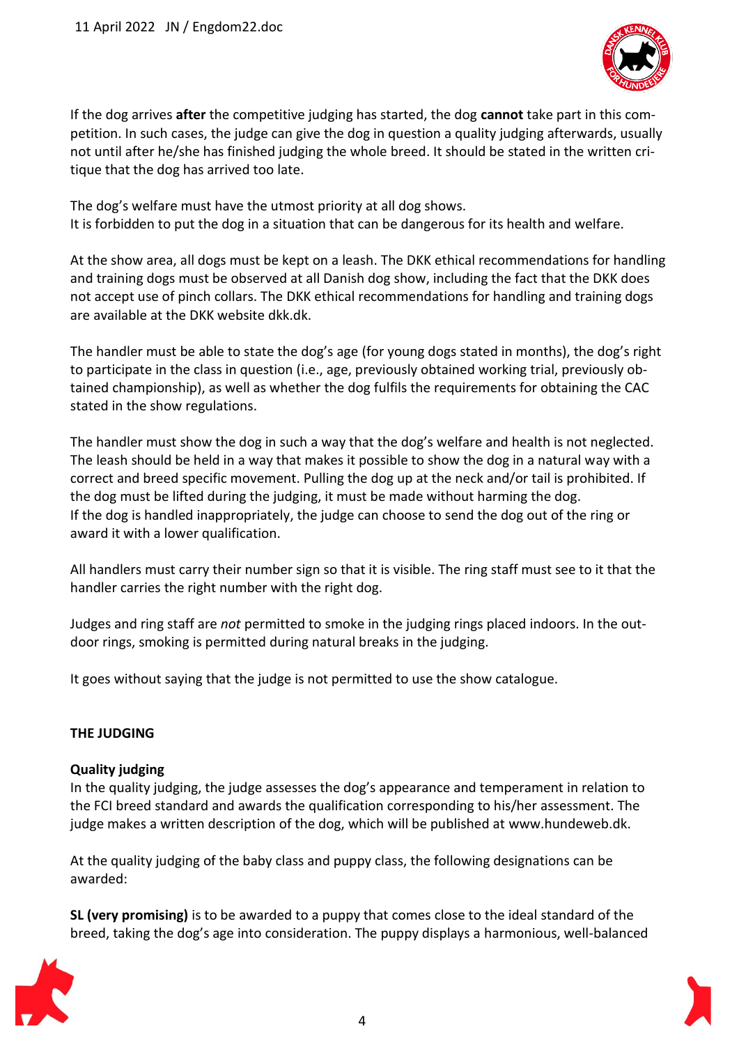If the dog arrives **after** the competitive judging has started, the dog **cannot** take part in this competition. In such cases, the judge can give the dog in question a quality judging afterwards, usually not until after he/she has finished judging the whole breed. It should be stated in the written critique that the dog has arrived too late.

The dog's welfare must have the utmost priority at all dog shows.
It is forbidden to put the dog in a situation that can be dangerous for its health and welfare.

At the show area, all dogs must be kept on a leash. The DKK ethical recommendations for handling and training dogs must be observed at all Danish dog show, including the fact that the DKK does not accept use of pinch collars. The DKK ethical recommendations for handling and training dogs are available at the DKK website dkk.dk.

The handler must be able to state the dog's age (for young dogs stated in months), the dog's right to participate in the class in question (i.e., age, previously obtained working trial, previously obtained championship), as well as whether the dog fulfils the requirements for obtaining the CAC stated in the show regulations.

The handler must show the dog in such a way that the dog's welfare and health is not neglected. The leash should be held in a way that makes it possible to show the dog in a natural way with a correct and breed specific movement. Pulling the dog up at the neck and/or tail is prohibited. If the dog must be lifted during the judging, it must be made without harming the dog.
If the dog is handled inappropriately, the judge can choose to send the dog out of the ring or award it with a lower qualification.

All handlers must carry their number sign so that it is visible. The ring staff must see to it that the handler carries the right number with the right dog.

Judges and ring staff are *not* permitted to smoke in the judging rings placed indoors. In the outdoor rings, smoking is permitted during natural breaks in the judging.

It goes without saying that the judge is not permitted to use the show catalogue.

## THE JUDGING

### Quality judging

In the quality judging, the judge assesses the dog's appearance and temperament in relation to the FCI breed standard and awards the qualification corresponding to his/her assessment. The judge makes a written description of the dog, which will be published at www.hundeweb.dk.

At the quality judging of the baby class and puppy class, the following designations can be awarded:

**SL (very promising)** is to be awarded to a puppy that comes close to the ideal standard of the breed, taking the dog's age into consideration. The puppy displays a harmonious, well-balanced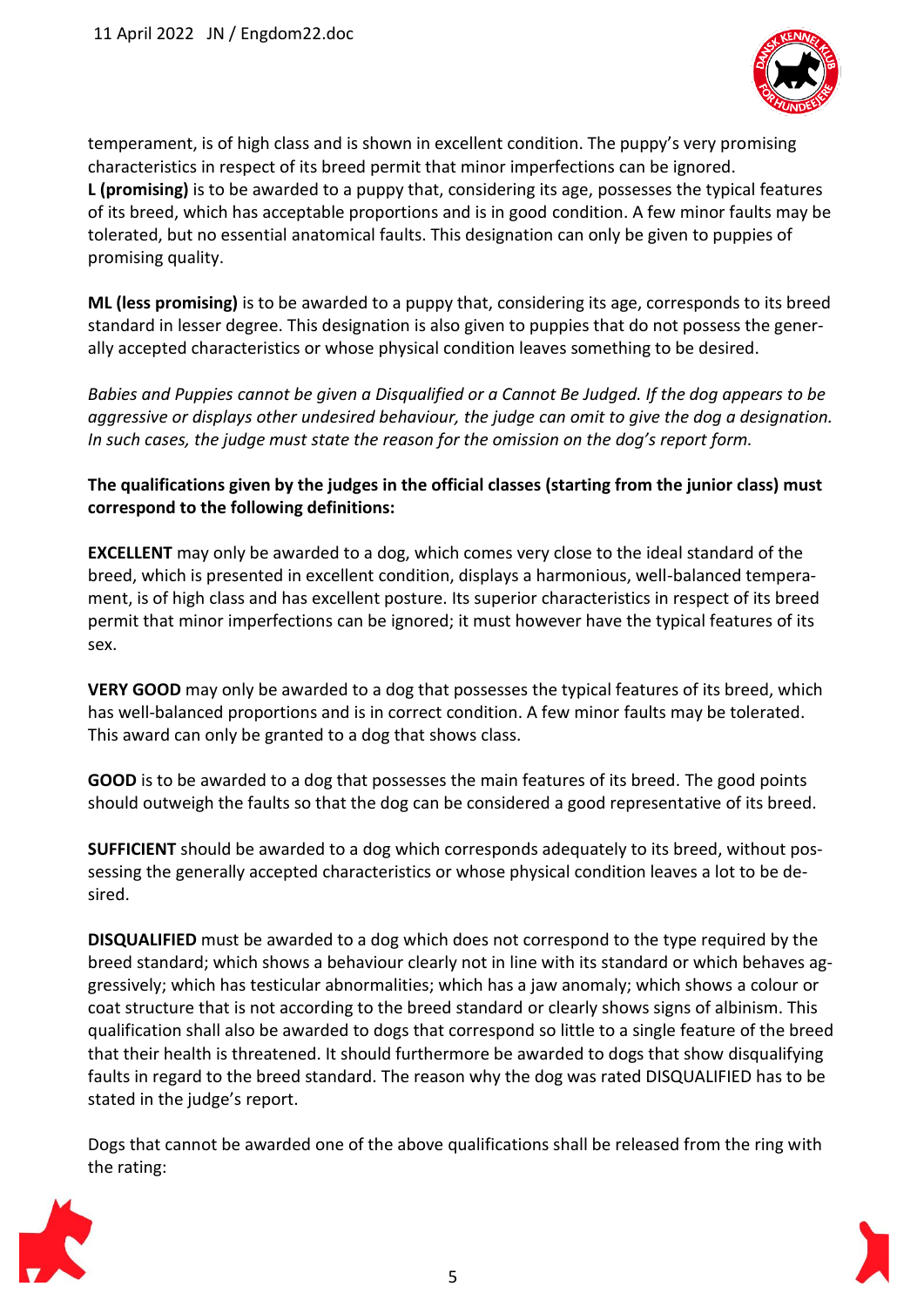temperament, is of high class and is shown in excellent condition. The puppy's very promising characteristics in respect of its breed permit that minor imperfections can be ignored.
**L (promising)** is to be awarded to a puppy that, considering its age, possesses the typical features of its breed, which has acceptable proportions and is in good condition. A few minor faults may be tolerated, but no essential anatomical faults. This designation can only be given to puppies of promising quality.

**ML (less promising)** is to be awarded to a puppy that, considering its age, corresponds to its breed standard in lesser degree. This designation is also given to puppies that do not possess the generally accepted characteristics or whose physical condition leaves something to be desired.

*Babies and Puppies cannot be given a Disqualified or a Cannot Be Judged. If the dog appears to be aggressive or displays other undesired behaviour, the judge can omit to give the dog a designation. In such cases, the judge must state the reason for the omission on the dog's report form.*

**The qualifications given by the judges in the official classes (starting from the junior class) must correspond to the following definitions:**

**EXCELLENT** may only be awarded to a dog, which comes very close to the ideal standard of the breed, which is presented in excellent condition, displays a harmonious, well-balanced temperament, is of high class and has excellent posture. Its superior characteristics in respect of its breed permit that minor imperfections can be ignored; it must however have the typical features of its sex.

**VERY GOOD** may only be awarded to a dog that possesses the typical features of its breed, which has well-balanced proportions and is in correct condition. A few minor faults may be tolerated. This award can only be granted to a dog that shows class.

**GOOD** is to be awarded to a dog that possesses the main features of its breed. The good points should outweigh the faults so that the dog can be considered a good representative of its breed.

**SUFFICIENT** should be awarded to a dog which corresponds adequately to its breed, without possessing the generally accepted characteristics or whose physical condition leaves a lot to be desired.

**DISQUALIFIED** must be awarded to a dog which does not correspond to the type required by the breed standard; which shows a behaviour clearly not in line with its standard or which behaves aggressively; which has testicular abnormalities; which has a jaw anomaly; which shows a colour or coat structure that is not according to the breed standard or clearly shows signs of albinism. This qualification shall also be awarded to dogs that correspond so little to a single feature of the breed that their health is threatened. It should furthermore be awarded to dogs that show disqualifying faults in regard to the breed standard. The reason why the dog was rated DISQUALIFIED has to be stated in the judge's report.

Dogs that cannot be awarded one of the above qualifications shall be released from the ring with the rating: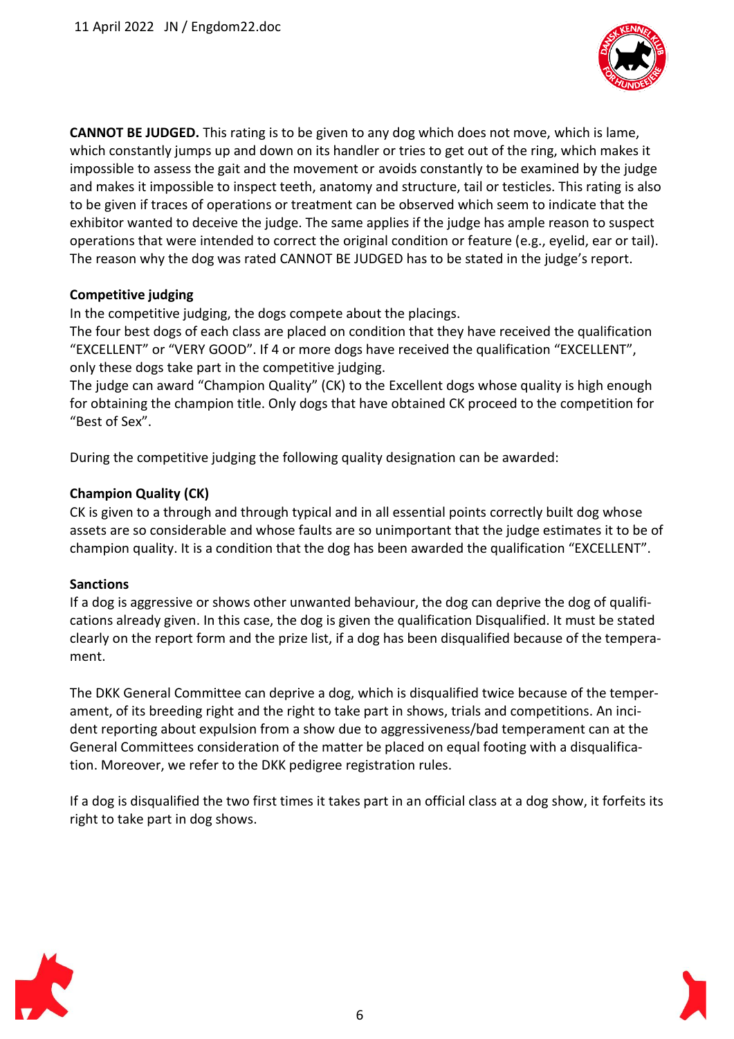**CANNOT BE JUDGED.** This rating is to be given to any dog which does not move, which is lame, which constantly jumps up and down on its handler or tries to get out of the ring, which makes it impossible to assess the gait and the movement or avoids constantly to be examined by the judge and makes it impossible to inspect teeth, anatomy and structure, tail or testicles. This rating is also to be given if traces of operations or treatment can be observed which seem to indicate that the exhibitor wanted to deceive the judge. The same applies if the judge has ample reason to suspect operations that were intended to correct the original condition or feature (e.g., eyelid, ear or tail). The reason why the dog was rated CANNOT BE JUDGED has to be stated in the judge's report.

**Competitive judging**

In the competitive judging, the dogs compete about the placings.
The four best dogs of each class are placed on condition that they have received the qualification "EXCELLENT" or "VERY GOOD". If 4 or more dogs have received the qualification "EXCELLENT", only these dogs take part in the competitive judging.
The judge can award "Champion Quality" (CK) to the Excellent dogs whose quality is high enough for obtaining the champion title. Only dogs that have obtained CK proceed to the competition for "Best of Sex".

During the competitive judging the following quality designation can be awarded:

**Champion Quality (CK)**

CK is given to a through and through typical and in all essential points correctly built dog whose assets are so considerable and whose faults are so unimportant that the judge estimates it to be of champion quality. It is a condition that the dog has been awarded the qualification "EXCELLENT".

**Sanctions**

If a dog is aggressive or shows other unwanted behaviour, the dog can deprive the dog of qualifications already given. In this case, the dog is given the qualification Disqualified. It must be stated clearly on the report form and the prize list, if a dog has been disqualified because of the temperament.

The DKK General Committee can deprive a dog, which is disqualified twice because of the temperament, of its breeding right and the right to take part in shows, trials and competitions. An incident reporting about expulsion from a show due to aggressiveness/bad temperament can at the General Committees consideration of the matter be placed on equal footing with a disqualification. Moreover, we refer to the DKK pedigree registration rules.

If a dog is disqualified the two first times it takes part in an official class at a dog show, it forfeits its right to take part in dog shows.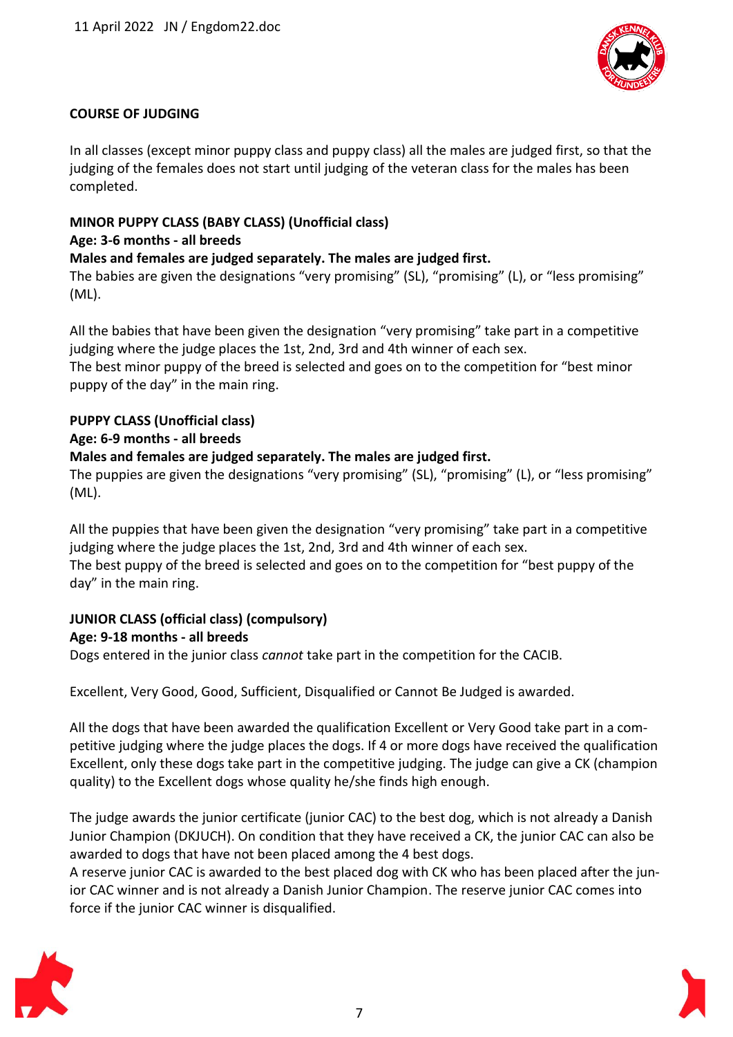**COURSE OF JUDGING**

In all classes (except minor puppy class and puppy class) all the males are judged first, so that the judging of the females does not start until judging of the veteran class for the males has been completed.

**MINOR PUPPY CLASS (BABY CLASS) (Unofficial class)**
**Age: 3-6 months - all breeds**
**Males and females are judged separately. The males are judged first.**
The babies are given the designations “very promising” (SL), “promising” (L), or “less promising” (ML).

All the babies that have been given the designation “very promising” take part in a competitive judging where the judge places the 1st, 2nd, 3rd and 4th winner of each sex.
The best minor puppy of the breed is selected and goes on to the competition for “best minor puppy of the day” in the main ring.

**PUPPY CLASS (Unofficial class)**
**Age: 6-9 months - all breeds**
**Males and females are judged separately. The males are judged first.**
The puppies are given the designations “very promising” (SL), “promising” (L), or “less promising” (ML).

All the puppies that have been given the designation “very promising” take part in a competitive judging where the judge places the 1st, 2nd, 3rd and 4th winner of each sex.
The best puppy of the breed is selected and goes on to the competition for “best puppy of the day” in the main ring.

**JUNIOR CLASS (official class) (compulsory)**
**Age: 9-18 months - all breeds**
Dogs entered in the junior class *cannot* take part in the competition for the CACIB.

Excellent, Very Good, Good, Sufficient, Disqualified or Cannot Be Judged is awarded.

All the dogs that have been awarded the qualification Excellent or Very Good take part in a competitive judging where the judge places the dogs. If 4 or more dogs have received the qualification Excellent, only these dogs take part in the competitive judging. The judge can give a CK (champion quality) to the Excellent dogs whose quality he/she finds high enough.

The judge awards the junior certificate (junior CAC) to the best dog, which is not already a Danish Junior Champion (DKJUCH). On condition that they have received a CK, the junior CAC can also be awarded to dogs that have not been placed among the 4 best dogs.
A reserve junior CAC is awarded to the best placed dog with CK who has been placed after the junior CAC winner and is not already a Danish Junior Champion. The reserve junior CAC comes into force if the junior CAC winner is disqualified.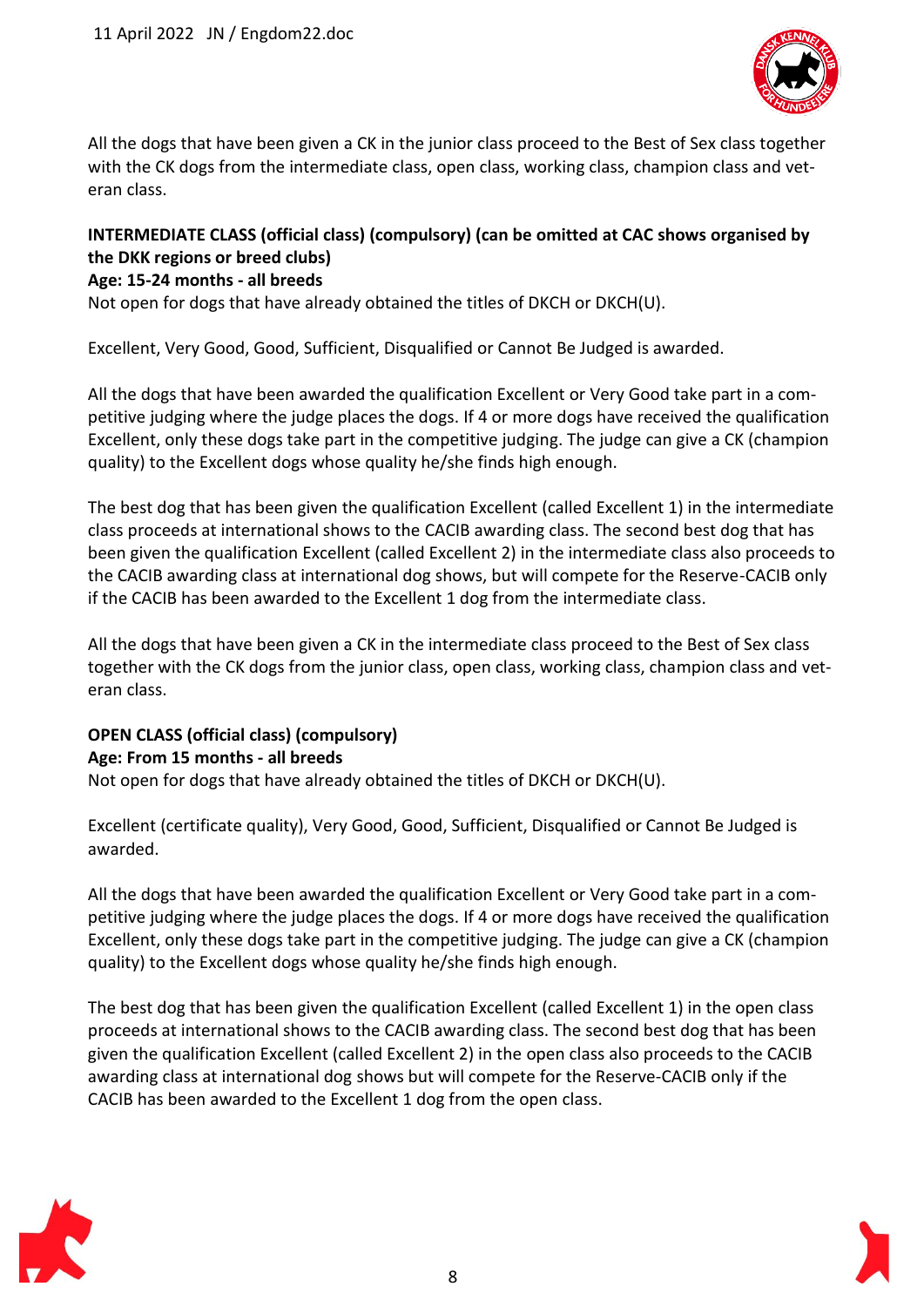All the dogs that have been given a CK in the junior class proceed to the Best of Sex class together with the CK dogs from the intermediate class, open class, working class, champion class and veteran class.

**INTERMEDIATE CLASS (official class) (compulsory) (can be omitted at CAC shows organised by the DKK regions or breed clubs)**
**Age: 15-24 months - all breeds**
Not open for dogs that have already obtained the titles of DKCH or DKCH(U).

Excellent, Very Good, Good, Sufficient, Disqualified or Cannot Be Judged is awarded.

All the dogs that have been awarded the qualification Excellent or Very Good take part in a competitive judging where the judge places the dogs. If 4 or more dogs have received the qualification Excellent, only these dogs take part in the competitive judging. The judge can give a CK (champion quality) to the Excellent dogs whose quality he/she finds high enough.

The best dog that has been given the qualification Excellent (called Excellent 1) in the intermediate class proceeds at international shows to the CACIB awarding class. The second best dog that has been given the qualification Excellent (called Excellent 2) in the intermediate class also proceeds to the CACIB awarding class at international dog shows, but will compete for the Reserve-CACIB only if the CACIB has been awarded to the Excellent 1 dog from the intermediate class.

All the dogs that have been given a CK in the intermediate class proceed to the Best of Sex class together with the CK dogs from the junior class, open class, working class, champion class and veteran class.

**OPEN CLASS (official class) (compulsory)**
**Age: From 15 months - all breeds**
Not open for dogs that have already obtained the titles of DKCH or DKCH(U).

Excellent (certificate quality), Very Good, Good, Sufficient, Disqualified or Cannot Be Judged is awarded.

All the dogs that have been awarded the qualification Excellent or Very Good take part in a competitive judging where the judge places the dogs. If 4 or more dogs have received the qualification Excellent, only these dogs take part in the competitive judging. The judge can give a CK (champion quality) to the Excellent dogs whose quality he/she finds high enough.

The best dog that has been given the qualification Excellent (called Excellent 1) in the open class proceeds at international shows to the CACIB awarding class. The second best dog that has been given the qualification Excellent (called Excellent 2) in the open class also proceeds to the CACIB awarding class at international dog shows but will compete for the Reserve-CACIB only if the CACIB has been awarded to the Excellent 1 dog from the open class.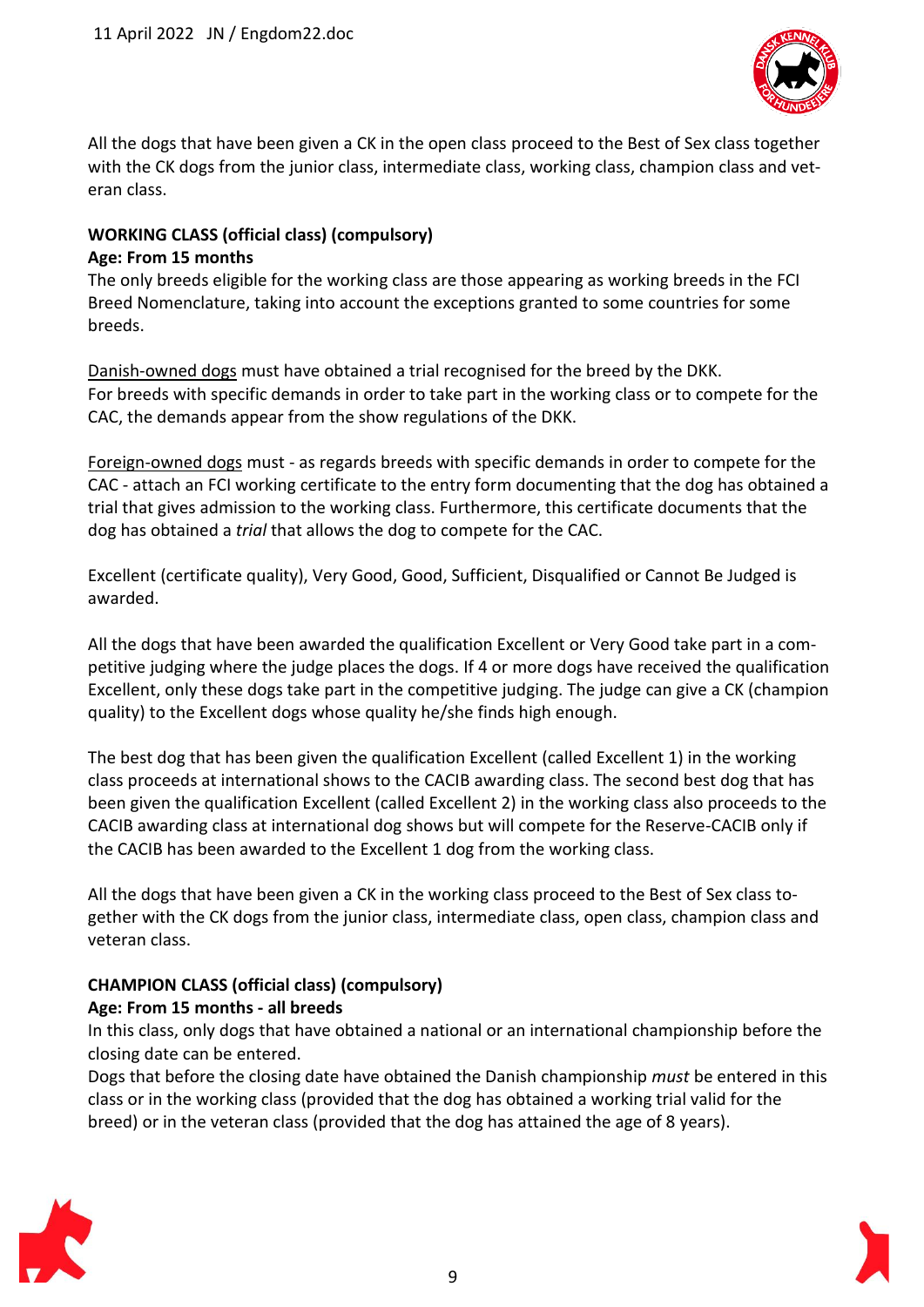All the dogs that have been given a CK in the open class proceed to the Best of Sex class together with the CK dogs from the junior class, intermediate class, working class, champion class and veteran class.

**WORKING CLASS (official class) (compulsory)**
**Age: From 15 months**
The only breeds eligible for the working class are those appearing as working breeds in the FCI Breed Nomenclature, taking into account the exceptions granted to some countries for some breeds.

Danish-owned dogs must have obtained a trial recognised for the breed by the DKK.
For breeds with specific demands in order to take part in the working class or to compete for the CAC, the demands appear from the show regulations of the DKK.

Foreign-owned dogs must - as regards breeds with specific demands in order to compete for the CAC - attach an FCI working certificate to the entry form documenting that the dog has obtained a trial that gives admission to the working class. Furthermore, this certificate documents that the dog has obtained a *trial* that allows the dog to compete for the CAC.

Excellent (certificate quality), Very Good, Good, Sufficient, Disqualified or Cannot Be Judged is awarded.

All the dogs that have been awarded the qualification Excellent or Very Good take part in a competitive judging where the judge places the dogs. If 4 or more dogs have received the qualification Excellent, only these dogs take part in the competitive judging. The judge can give a CK (champion quality) to the Excellent dogs whose quality he/she finds high enough.

The best dog that has been given the qualification Excellent (called Excellent 1) in the working class proceeds at international shows to the CACIB awarding class. The second best dog that has been given the qualification Excellent (called Excellent 2) in the working class also proceeds to the CACIB awarding class at international dog shows but will compete for the Reserve-CACIB only if the CACIB has been awarded to the Excellent 1 dog from the working class.

All the dogs that have been given a CK in the working class proceed to the Best of Sex class together with the CK dogs from the junior class, intermediate class, open class, champion class and veteran class.

**CHAMPION CLASS (official class) (compulsory)**
**Age: From 15 months - all breeds**
In this class, only dogs that have obtained a national or an international championship before the closing date can be entered.
Dogs that before the closing date have obtained the Danish championship *must* be entered in this class or in the working class (provided that the dog has obtained a working trial valid for the breed) or in the veteran class (provided that the dog has attained the age of 8 years).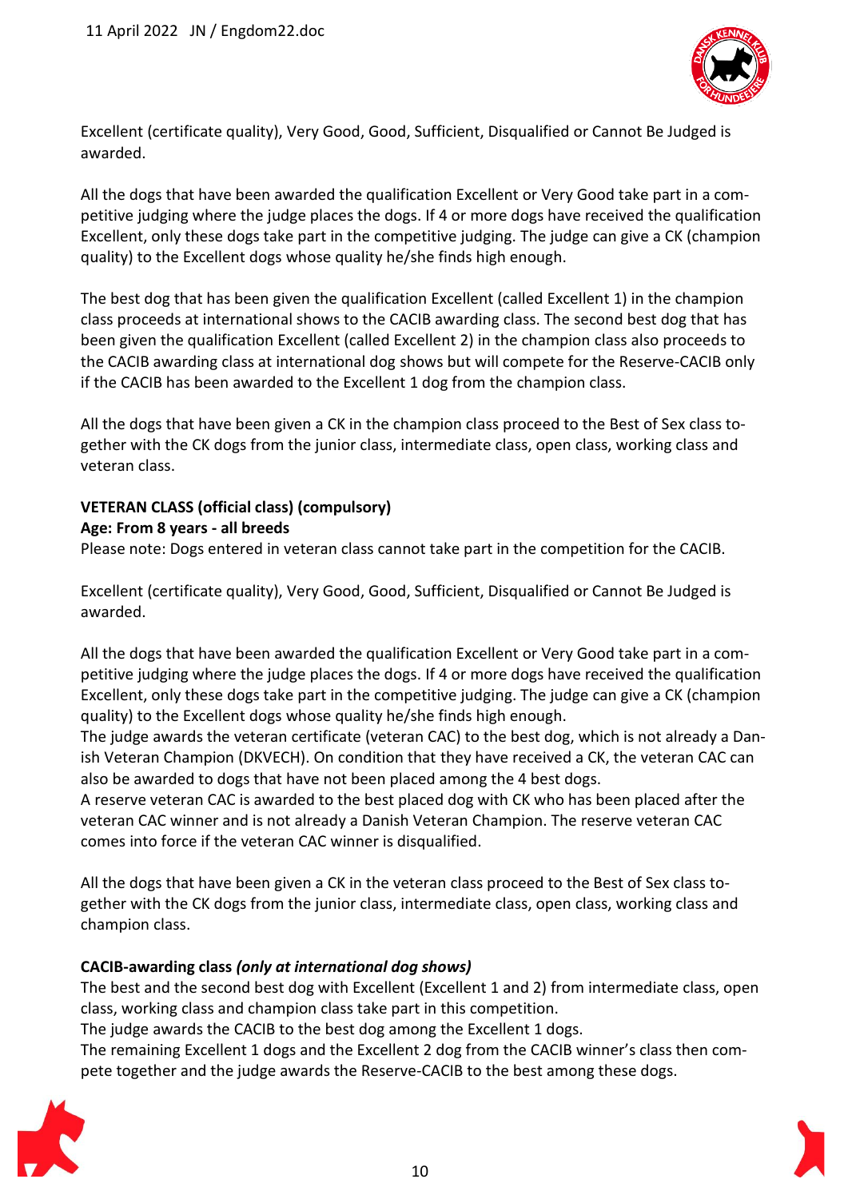Excellent (certificate quality), Very Good, Good, Sufficient, Disqualified or Cannot Be Judged is awarded.

All the dogs that have been awarded the qualification Excellent or Very Good take part in a competitive judging where the judge places the dogs. If 4 or more dogs have received the qualification Excellent, only these dogs take part in the competitive judging. The judge can give a CK (champion quality) to the Excellent dogs whose quality he/she finds high enough.

The best dog that has been given the qualification Excellent (called Excellent 1) in the champion class proceeds at international shows to the CACIB awarding class. The second best dog that has been given the qualification Excellent (called Excellent 2) in the champion class also proceeds to the CACIB awarding class at international dog shows but will compete for the Reserve-CACIB only if the CACIB has been awarded to the Excellent 1 dog from the champion class.

All the dogs that have been given a CK in the champion class proceed to the Best of Sex class together with the CK dogs from the junior class, intermediate class, open class, working class and veteran class.

**VETERAN CLASS (official class) (compulsory)**
**Age: From 8 years - all breeds**
Please note: Dogs entered in veteran class cannot take part in the competition for the CACIB.

Excellent (certificate quality), Very Good, Good, Sufficient, Disqualified or Cannot Be Judged is awarded.

All the dogs that have been awarded the qualification Excellent or Very Good take part in a competitive judging where the judge places the dogs. If 4 or more dogs have received the qualification Excellent, only these dogs take part in the competitive judging. The judge can give a CK (champion quality) to the Excellent dogs whose quality he/she finds high enough.
The judge awards the veteran certificate (veteran CAC) to the best dog, which is not already a Danish Veteran Champion (DKVECH). On condition that they have received a CK, the veteran CAC can also be awarded to dogs that have not been placed among the 4 best dogs.
A reserve veteran CAC is awarded to the best placed dog with CK who has been placed after the veteran CAC winner and is not already a Danish Veteran Champion. The reserve veteran CAC comes into force if the veteran CAC winner is disqualified.

All the dogs that have been given a CK in the veteran class proceed to the Best of Sex class together with the CK dogs from the junior class, intermediate class, open class, working class and champion class.

**CACIB-awarding class *(only at international dog shows)***
The best and the second best dog with Excellent (Excellent 1 and 2) from intermediate class, open class, working class and champion class take part in this competition.
The judge awards the CACIB to the best dog among the Excellent 1 dogs.
The remaining Excellent 1 dogs and the Excellent 2 dog from the CACIB winner's class then compete together and the judge awards the Reserve-CACIB to the best among these dogs.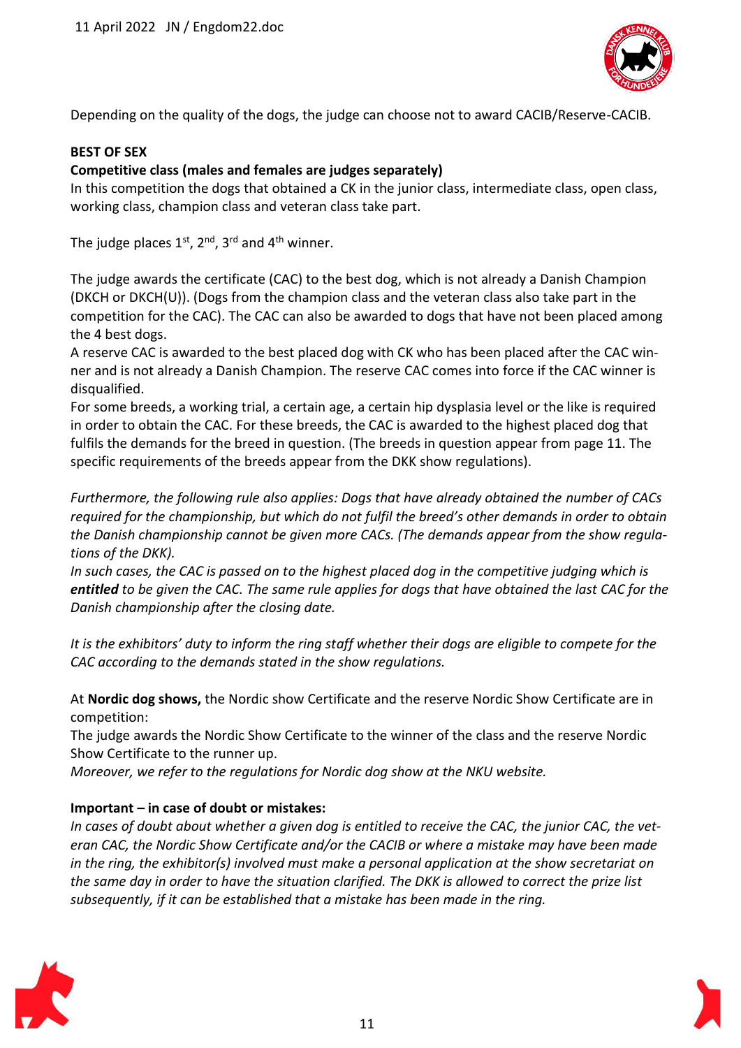Depending on the quality of the dogs, the judge can choose not to award CACIB/Reserve-CACIB.

**BEST OF SEX**

**Competitive class (males and females are judges separately)**

In this competition the dogs that obtained a CK in the junior class, intermediate class, open class, working class, champion class and veteran class take part.

The judge places 1st, 2nd, 3rd and 4th winner.

The judge awards the certificate (CAC) to the best dog, which is not already a Danish Champion (DKCH or DKCH(U)). (Dogs from the champion class and the veteran class also take part in the competition for the CAC). The CAC can also be awarded to dogs that have not been placed among the 4 best dogs.

A reserve CAC is awarded to the best placed dog with CK who has been placed after the CAC winner and is not already a Danish Champion. The reserve CAC comes into force if the CAC winner is disqualified.

For some breeds, a working trial, a certain age, a certain hip dysplasia level or the like is required in order to obtain the CAC. For these breeds, the CAC is awarded to the highest placed dog that fulfils the demands for the breed in question. (The breeds in question appear from page 11. The specific requirements of the breeds appear from the DKK show regulations).

*Furthermore, the following rule also applies: Dogs that have already obtained the number of CACs required for the championship, but which do not fulfil the breed's other demands in order to obtain the Danish championship cannot be given more CACs. (The demands appear from the show regulations of the DKK).*

*In such cases, the CAC is passed on to the highest placed dog in the competitive judging which is **entitled** to be given the CAC. The same rule applies for dogs that have obtained the last CAC for the Danish championship after the closing date.*

*It is the exhibitors' duty to inform the ring staff whether their dogs are eligible to compete for the CAC according to the demands stated in the show regulations.*

At **Nordic dog shows,** the Nordic show Certificate and the reserve Nordic Show Certificate are in competition:

The judge awards the Nordic Show Certificate to the winner of the class and the reserve Nordic Show Certificate to the runner up.

*Moreover, we refer to the regulations for Nordic dog show at the NKU website.*

**Important – in case of doubt or mistakes:**

*In cases of doubt about whether a given dog is entitled to receive the CAC, the junior CAC, the veteran CAC, the Nordic Show Certificate and/or the CACIB or where a mistake may have been made in the ring, the exhibitor(s) involved must make a personal application at the show secretariat on the same day in order to have the situation clarified. The DKK is allowed to correct the prize list subsequently, if it can be established that a mistake has been made in the ring.*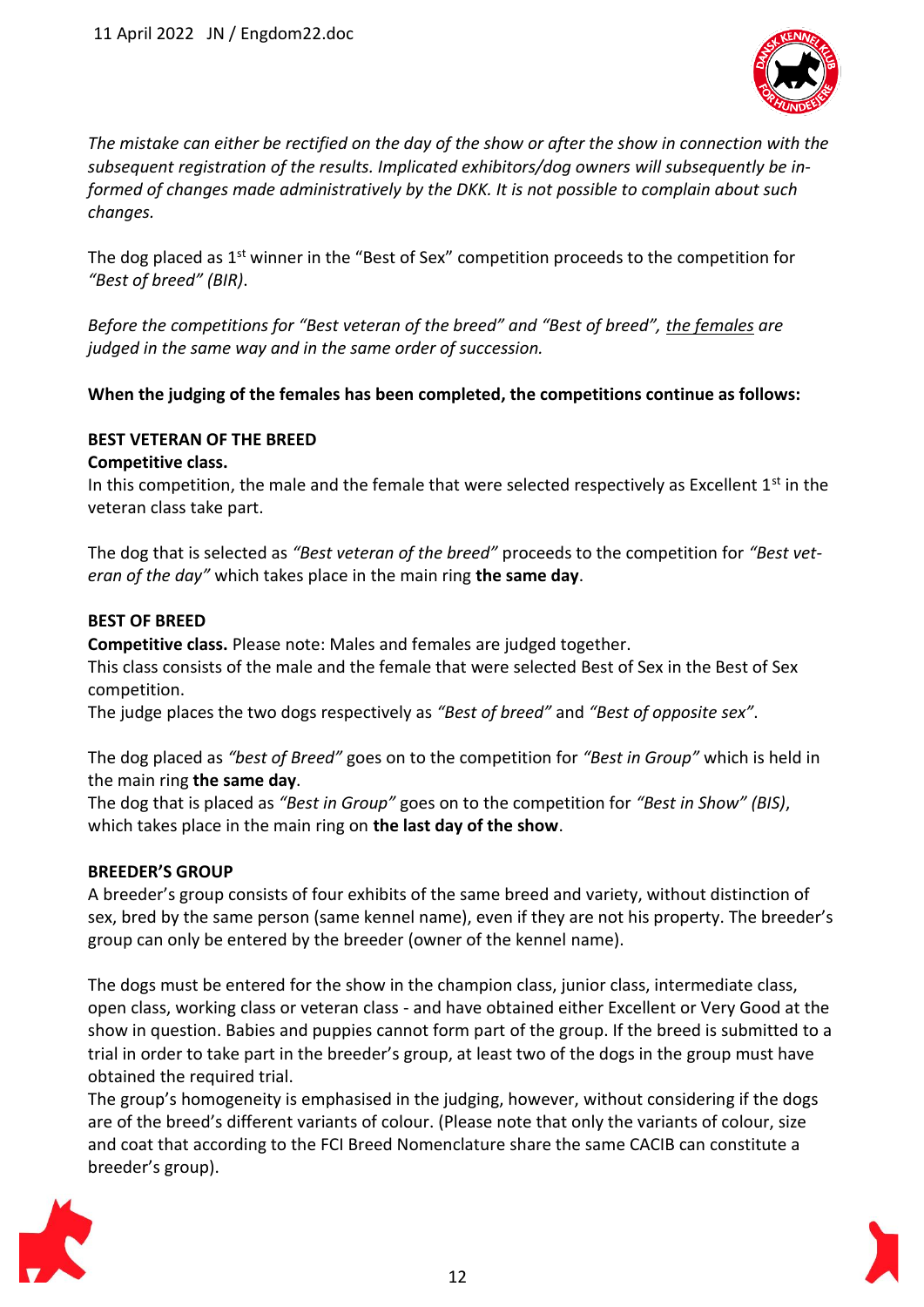*The mistake can either be rectified on the day of the show or after the show in connection with the subsequent registration of the results. Implicated exhibitors/dog owners will subsequently be informed of changes made administratively by the DKK. It is not possible to complain about such changes.*

The dog placed as 1st winner in the "Best of Sex" competition proceeds to the competition for *"Best of breed" (BIR)*.

*Before the competitions for "Best veteran of the breed" and "Best of breed", the females are judged in the same way and in the same order of succession.*

**When the judging of the females has been completed, the competitions continue as follows:**

**BEST VETERAN OF THE BREED**

**Competitive class.**
In this competition, the male and the female that were selected respectively as Excellent 1st in the veteran class take part.

The dog that is selected as *"Best veteran of the breed"* proceeds to the competition for *"Best veteran of the day"* which takes place in the main ring **the same day**.

**BEST OF BREED**

**Competitive class.** Please note: Males and females are judged together.
This class consists of the male and the female that were selected Best of Sex in the Best of Sex competition.
The judge places the two dogs respectively as *"Best of breed"* and *"Best of opposite sex"*.

The dog placed as *"best of Breed"* goes on to the competition for *"Best in Group"* which is held in the main ring **the same day**.
The dog that is placed as *"Best in Group"* goes on to the competition for *"Best in Show" (BIS)*, which takes place in the main ring on **the last day of the show**.

**BREEDER'S GROUP**

A breeder's group consists of four exhibits of the same breed and variety, without distinction of sex, bred by the same person (same kennel name), even if they are not his property. The breeder's group can only be entered by the breeder (owner of the kennel name).

The dogs must be entered for the show in the champion class, junior class, intermediate class, open class, working class or veteran class - and have obtained either Excellent or Very Good at the show in question. Babies and puppies cannot form part of the group. If the breed is submitted to a trial in order to take part in the breeder's group, at least two of the dogs in the group must have obtained the required trial.
The group's homogeneity is emphasised in the judging, however, without considering if the dogs are of the breed's different variants of colour. (Please note that only the variants of colour, size and coat that according to the FCI Breed Nomenclature share the same CACIB can constitute a breeder's group).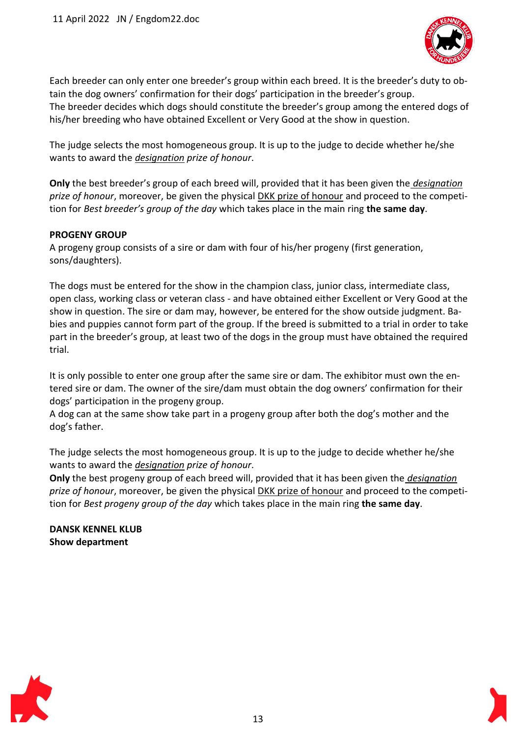Each breeder can only enter one breeder's group within each breed. It is the breeder's duty to obtain the dog owners' confirmation for their dogs' participation in the breeder's group. The breeder decides which dogs should constitute the breeder's group among the entered dogs of his/her breeding who have obtained Excellent or Very Good at the show in question.

The judge selects the most homogeneous group. It is up to the judge to decide whether he/she wants to award the *designation prize of honour*.

**Only** the best breeder's group of each breed will, provided that it has been given the *designation prize of honour*, moreover, be given the physical DKK prize of honour and proceed to the competition for *Best breeder's group of the day* which takes place in the main ring **the same day**.

**PROGENY GROUP**

A progeny group consists of a sire or dam with four of his/her progeny (first generation, sons/daughters).

The dogs must be entered for the show in the champion class, junior class, intermediate class, open class, working class or veteran class - and have obtained either Excellent or Very Good at the show in question. The sire or dam may, however, be entered for the show outside judgment. Babies and puppies cannot form part of the group. If the breed is submitted to a trial in order to take part in the breeder's group, at least two of the dogs in the group must have obtained the required trial.

It is only possible to enter one group after the same sire or dam. The exhibitor must own the entered sire or dam. The owner of the sire/dam must obtain the dog owners' confirmation for their dogs' participation in the progeny group.
A dog can at the same show take part in a progeny group after both the dog's mother and the dog's father.

The judge selects the most homogeneous group. It is up to the judge to decide whether he/she wants to award the *designation prize of honour*.
**Only** the best progeny group of each breed will, provided that it has been given the *designation prize of honour*, moreover, be given the physical DKK prize of honour and proceed to the competition for *Best progeny group of the day* which takes place in the main ring **the same day**.

**DANSK KENNEL KLUB**
**Show department**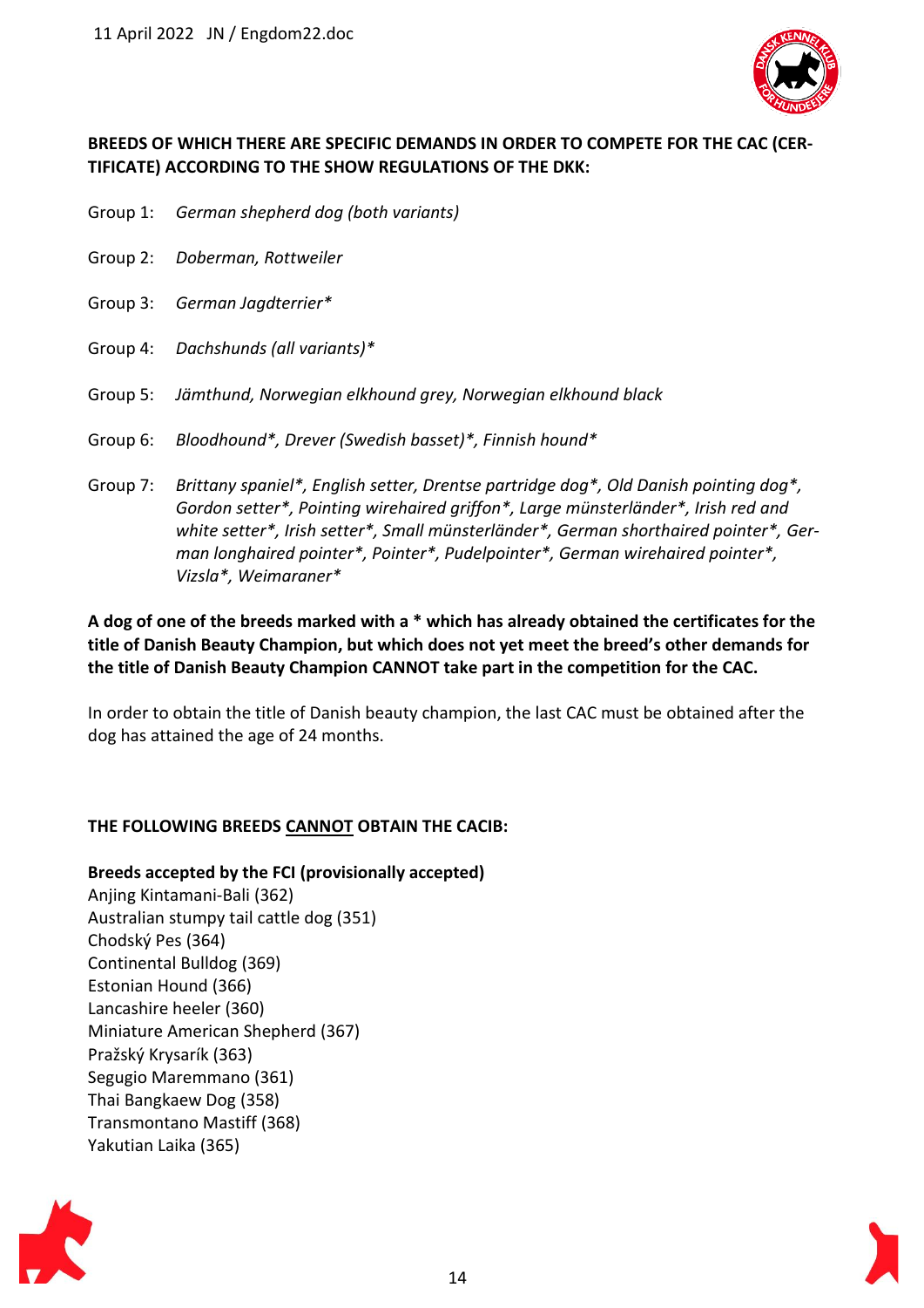**BREEDS OF WHICH THERE ARE SPECIFIC DEMANDS IN ORDER TO COMPETE FOR THE CAC (CERTIFICATE) ACCORDING TO THE SHOW REGULATIONS OF THE DKK:**

Group 1: *German shepherd dog (both variants)*

Group 2: *Doberman, Rottweiler*

Group 3: *German Jagdterrier**

Group 4: *Dachshunds (all variants)**

Group 5: *Jämthund, Norwegian elkhound grey, Norwegian elkhound black*

Group 6: *Bloodhound*, Drever (Swedish basset)*, Finnish hound**

Group 7: *Brittany spaniel*, English setter, Drentse partridge dog*, Old Danish pointing dog*, Gordon setter*, Pointing wirehaired griffon*, Large münsterländer*, Irish red and white setter*, Irish setter*, Small münsterländer*, German shorthaired pointer*, German longhaired pointer*, Pointer*, Pudelpointer*, German wirehaired pointer*, Vizsla*, Weimaraner**

**A dog of one of the breeds marked with a * which has already obtained the certificates for the title of Danish Beauty Champion, but which does not yet meet the breed's other demands for the title of Danish Beauty Champion CANNOT take part in the competition for the CAC.**

In order to obtain the title of Danish beauty champion, the last CAC must be obtained after the dog has attained the age of 24 months.

**THE FOLLOWING BREEDS CANNOT OBTAIN THE CACIB:**

**Breeds accepted by the FCI (provisionally accepted)**

Anjing Kintamani-Bali (362)
Australian stumpy tail cattle dog (351)
Chodský Pes (364)
Continental Bulldog (369)
Estonian Hound (366)
Lancashire heeler (360)
Miniature American Shepherd (367)
Pražský Krysarík (363)
Segugio Maremmano (361)
Thai Bangkaew Dog (358)
Transmontano Mastiff (368)
Yakutian Laika (365)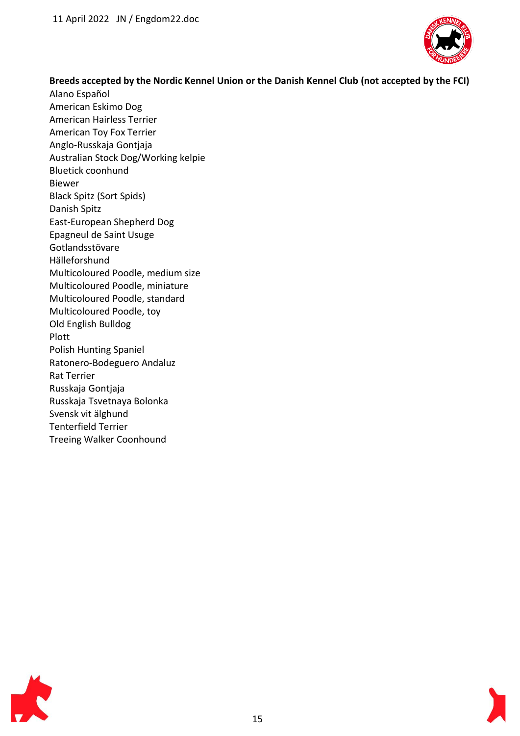**Breeds accepted by the Nordic Kennel Union or the Danish Kennel Club (not accepted by the FCI)**

Alano Español
American Eskimo Dog
American Hairless Terrier
American Toy Fox Terrier
Anglo-Russkaja Gontjaja
Australian Stock Dog/Working kelpie
Bluetick coonhund
Biewer
Black Spitz (Sort Spids)
Danish Spitz
East-European Shepherd Dog
Epagneul de Saint Usuge
Gotlandsstövare
Hälleforshund
Multicoloured Poodle, medium size
Multicoloured Poodle, miniature
Multicoloured Poodle, standard
Multicoloured Poodle, toy
Old English Bulldog
Plott
Polish Hunting Spaniel
Ratonero-Bodeguero Andaluz
Rat Terrier
Russkaja Gontjaja
Russkaja Tsvetnaya Bolonka
Svensk vit älghund
Tenterfield Terrier
Treeing Walker Coonhound